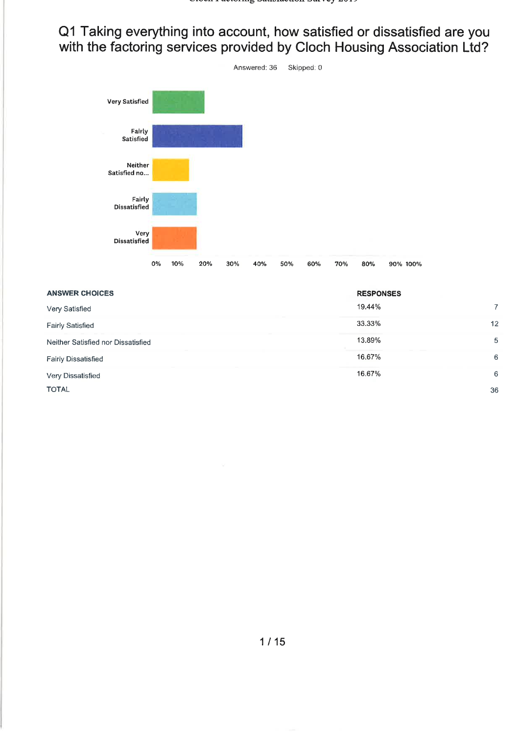# Q1 Taking everything into account, how satisfied or dissatisfied are you with the factoring services provided by Cloch Housing Association Ltd?

Answered: 36 Skipped: 0

| ANSWER CHOICES | RESPONSES | |
|---|---|---|
| Very Satisfied | 19.44% | 7 |
| Fairly Satisfied | 33.33% | 12 |
| Neither Satisfied nor Dissatisfied | 13.89% | 5 |
| Fairly Dissatisfied | 16.67% | 6 |
| Very Dissatisfied | 16.67% | 6 |
| TOTAL | | 36 |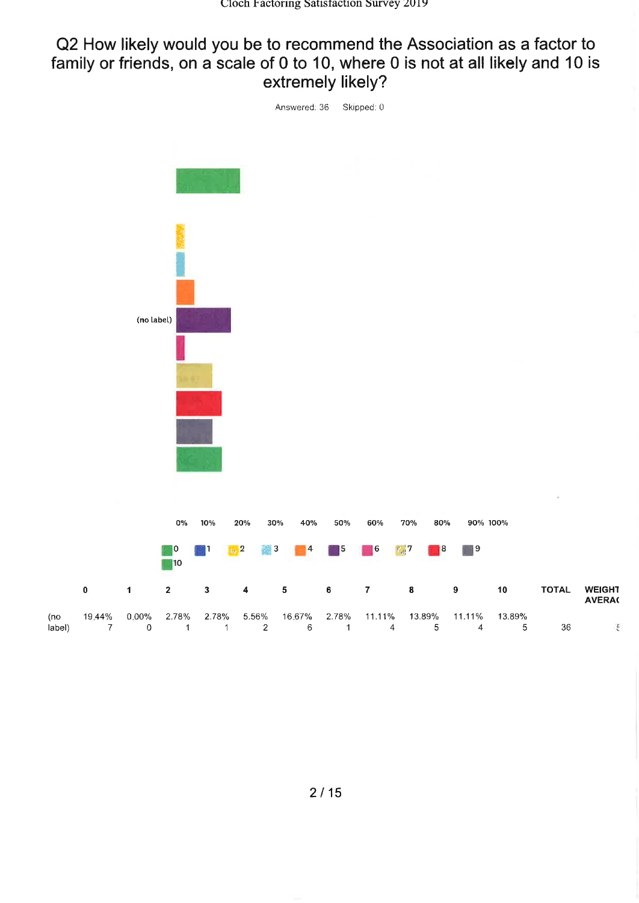## Q2 How likely would you be to recommend the Association as a factor to family or friends, on a scale of 0 to 10, where 0 is not at all likely and 10 is extremely likely?

Answered: 36 Skipped: 0

|  | 0 | 1 | 2 | 3 | 4 | 5 | 6 | 7 | 8 | 9 | 10 | TOTAL | WEIGHTED AVERAGE |
|---|---|---|---|---|---|---|---|---|---|---|---|---|---|
| (no label) | 19.44% 7 | 0.00% 0 | 2.78% 1 | 2.78% 1 | 5.56% 2 | 16.67% 6 | 2.78% 1 | 11.11% 4 | 13.89% 5 | 11.11% 4 | 13.89% 5 | 36 | 5 |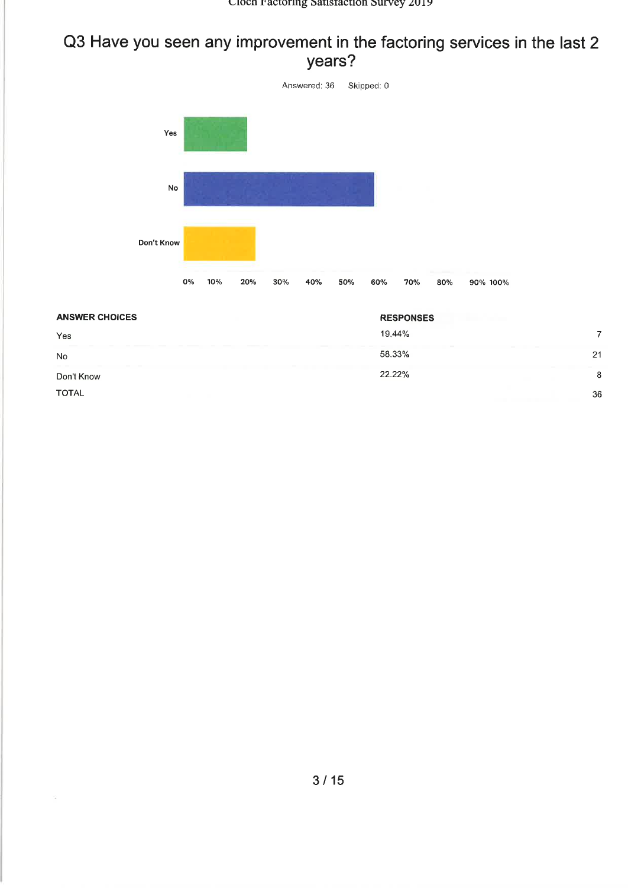## Q3 Have you seen any improvement in the factoring services in the last 2 years?

Answered: 36    Skipped: 0

| ANSWER CHOICES | RESPONSES | |
|---|---|---|
| Yes | 19.44% | 7 |
| No | 58.33% | 21 |
| Don't Know | 22.22% | 8 |
| TOTAL | | 36 |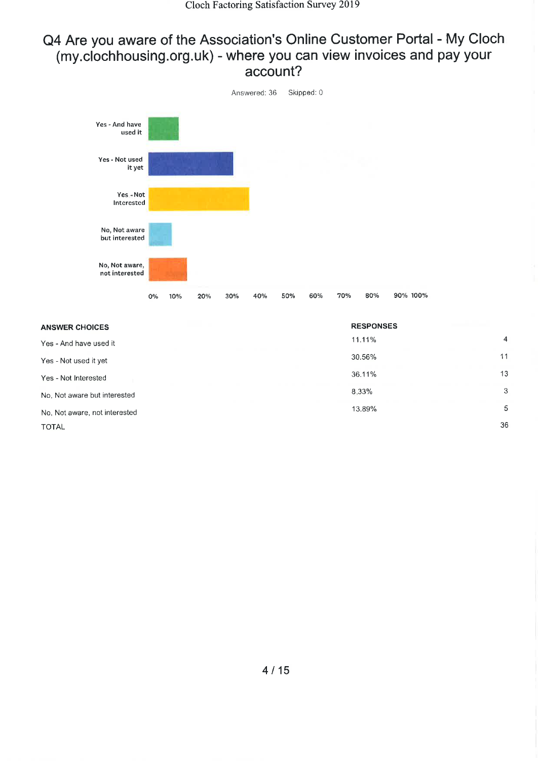## Q4 Are you aware of the Association's Online Customer Portal - My Cloch (my.clochhousing.org.uk) - where you can view invoices and pay your account?

Answered: 36 Skipped: 0

| ANSWER CHOICES | RESPONSES | |
|---|---|---|
| Yes - And have used it | 11.11% | 4 |
| Yes - Not used it yet | 30.56% | 11 |
| Yes - Not Interested | 36.11% | 13 |
| No, Not aware but interested | 8.33% | 3 |
| No, Not aware, not interested | 13.89% | 5 |
| TOTAL | | 36 |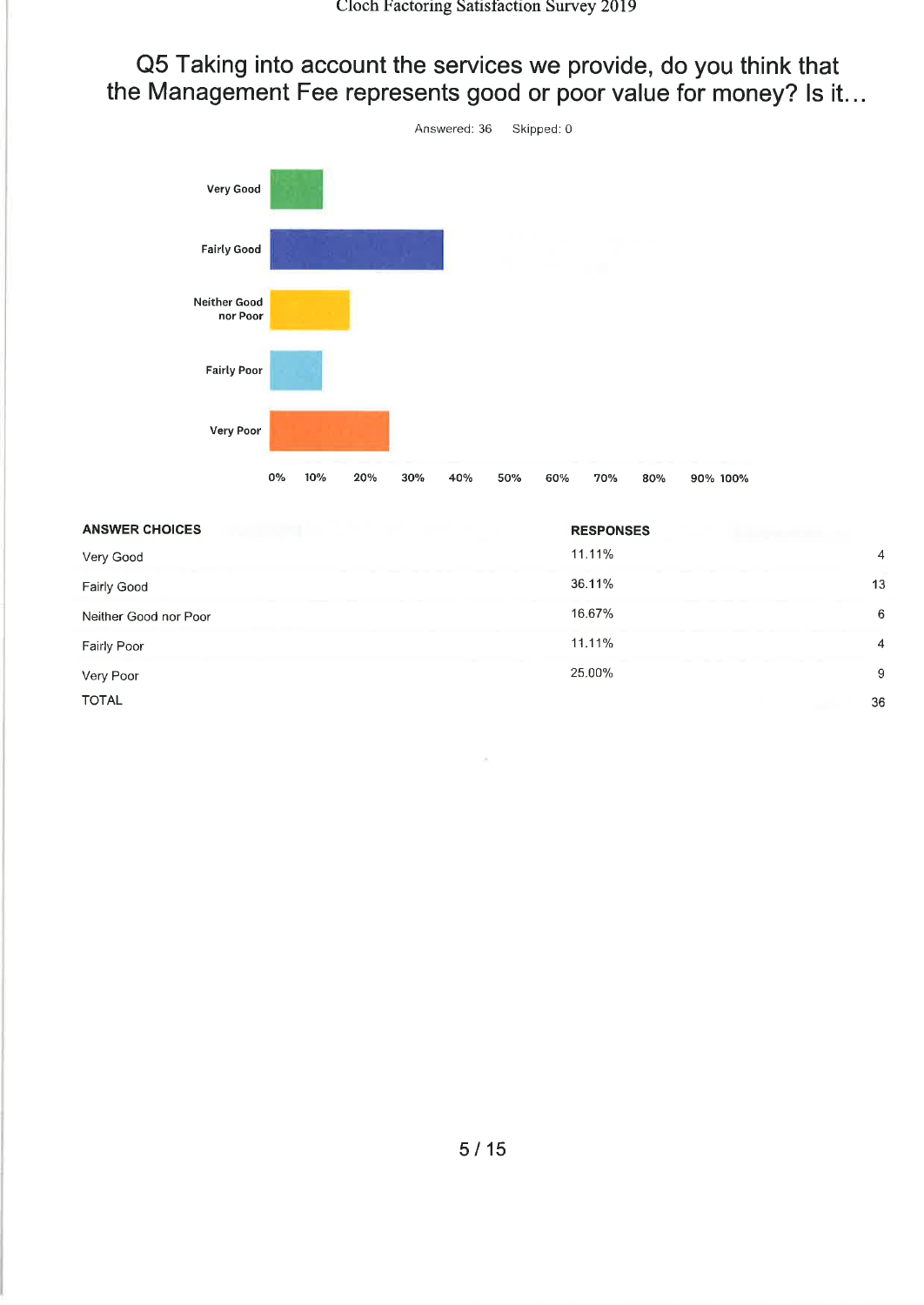# Q5 Taking into account the services we provide, do you think that the Management Fee represents good or poor value for money? Is it…

Answered: 36 Skipped: 0

| ANSWER CHOICES | RESPONSES | |
|---|---|---|
| Very Good | 11.11% | 4 |
| Fairly Good | 36.11% | 13 |
| Neither Good nor Poor | 16.67% | 6 |
| Fairly Poor | 11.11% | 4 |
| Very Poor | 25.00% | 9 |
| TOTAL | | 36 |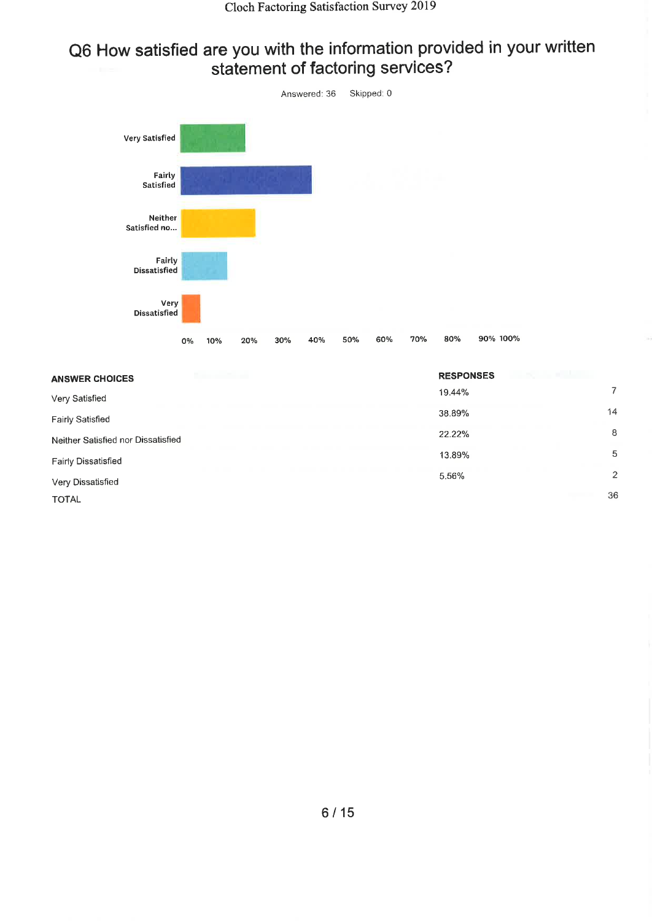## Q6 How satisfied are you with the information provided in your written statement of factoring services?

Answered: 36 Skipped: 0

| ANSWER CHOICES | RESPONSES | |
|---|---|---|
| Very Satisfied | 19.44% | 7 |
| Fairly Satisfied | 38.89% | 14 |
| Neither Satisfied nor Dissatisfied | 22.22% | 8 |
| Fairly Dissatisfied | 13.89% | 5 |
| Very Dissatisfied | 5.56% | 2 |
| TOTAL | | 36 |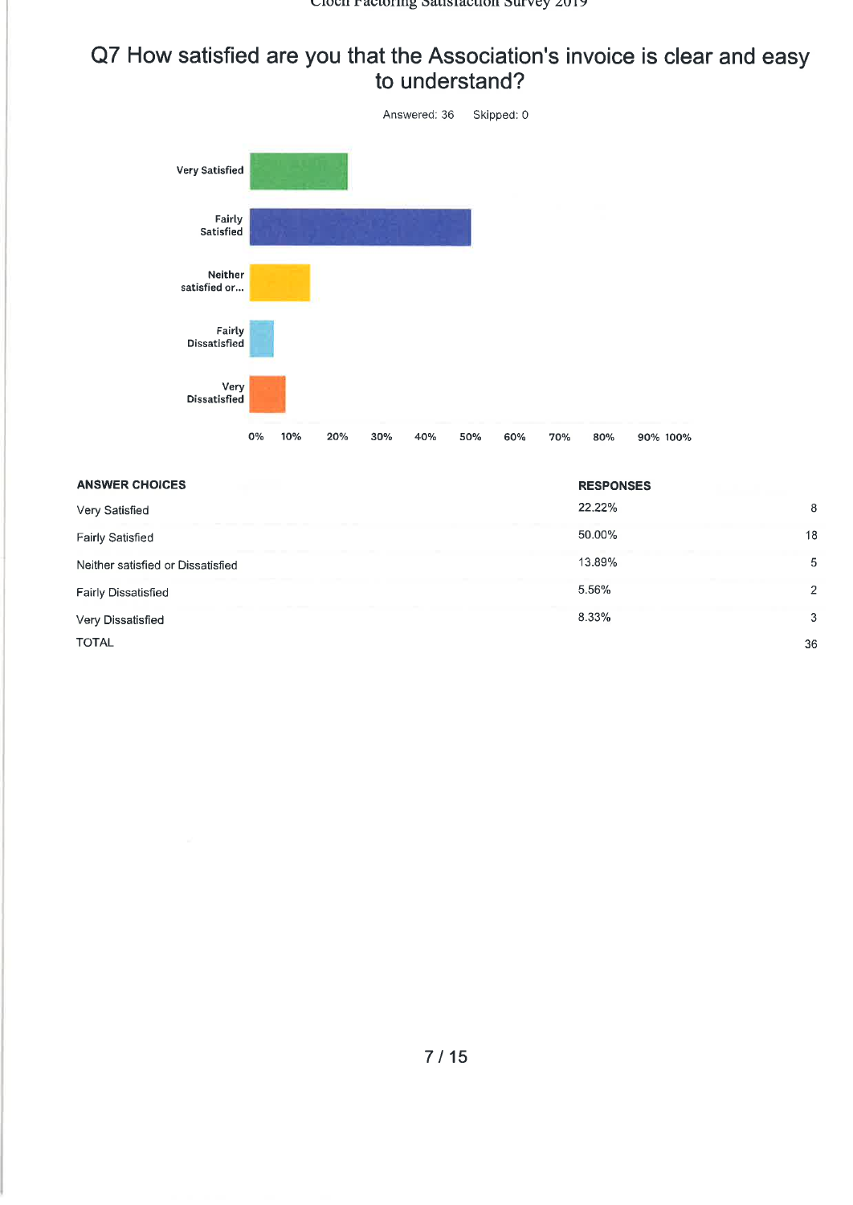# Q7 How satisfied are you that the Association's invoice is clear and easy to understand?

Answered: 36 Skipped: 0

| ANSWER CHOICES | RESPONSES | |
|---|---|---|
| Very Satisfied | 22.22% | 8 |
| Fairly Satisfied | 50.00% | 18 |
| Neither satisfied or Dissatisfied | 13.89% | 5 |
| Fairly Dissatisfied | 5.56% | 2 |
| Very Dissatisfied | 8.33% | 3 |
| TOTAL | | 36 |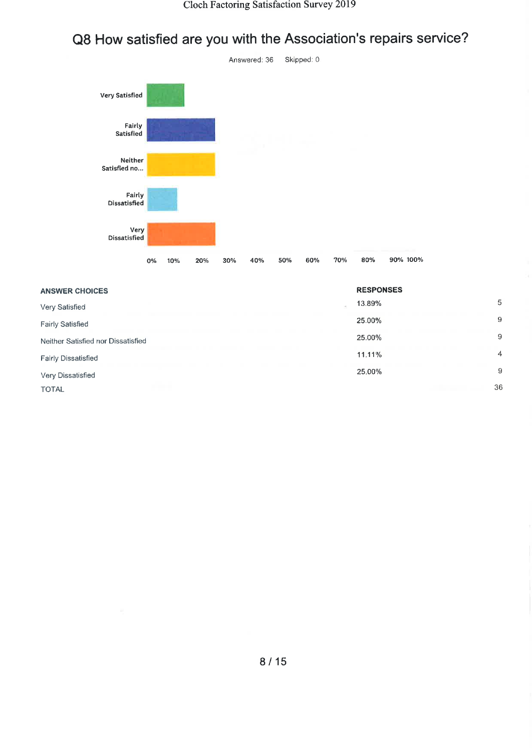## Q8 How satisfied are you with the Association's repairs service?

Answered: 36 Skipped: 0

| ANSWER CHOICES | RESPONSES | |
|---|---|---|
| Very Satisfied | 13.89% | 5 |
| Fairly Satisfied | 25.00% | 9 |
| Neither Satisfied nor Dissatisfied | 25.00% | 9 |
| Fairly Dissatisfied | 11.11% | 4 |
| Very Dissatisfied | 25.00% | 9 |
| TOTAL | | 36 |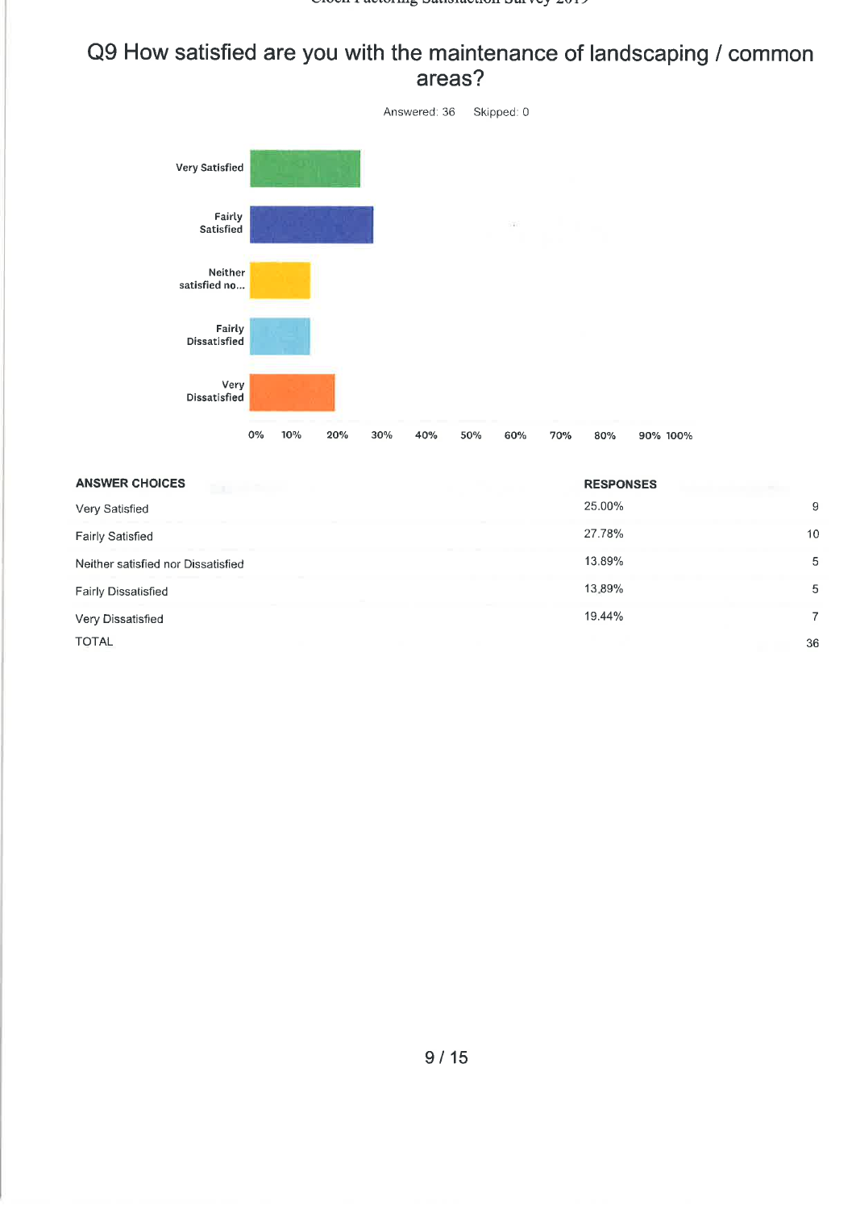# Q9 How satisfied are you with the maintenance of landscaping / common areas?

Answered: 36 Skipped: 0

| ANSWER CHOICES | RESPONSES | |
|---|---|---|
| Very Satisfied | 25.00% | 9 |
| Fairly Satisfied | 27.78% | 10 |
| Neither satisfied nor Dissatisfied | 13.89% | 5 |
| Fairly Dissatisfied | 13.89% | 5 |
| Very Dissatisfied | 19.44% | 7 |
| TOTAL | | 36 |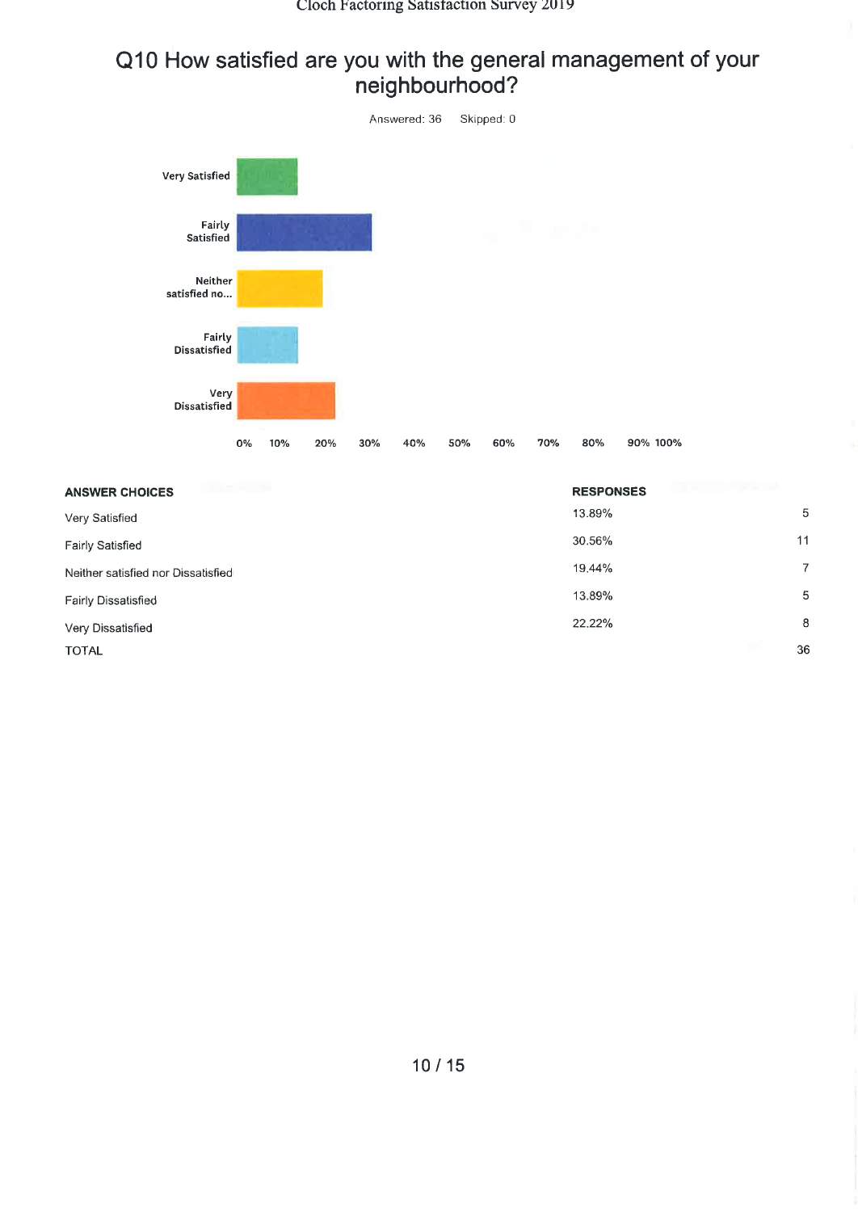## Q10 How satisfied are you with the general management of your neighbourhood?

Answered: 36 Skipped: 0

| ANSWER CHOICES | RESPONSES | |
|---|---|---|
| Very Satisfied | 13.89% | 5 |
| Fairly Satisfied | 30.56% | 11 |
| Neither satisfied nor Dissatisfied | 19.44% | 7 |
| Fairly Dissatisfied | 13.89% | 5 |
| Very Dissatisfied | 22.22% | 8 |
| TOTAL | | 36 |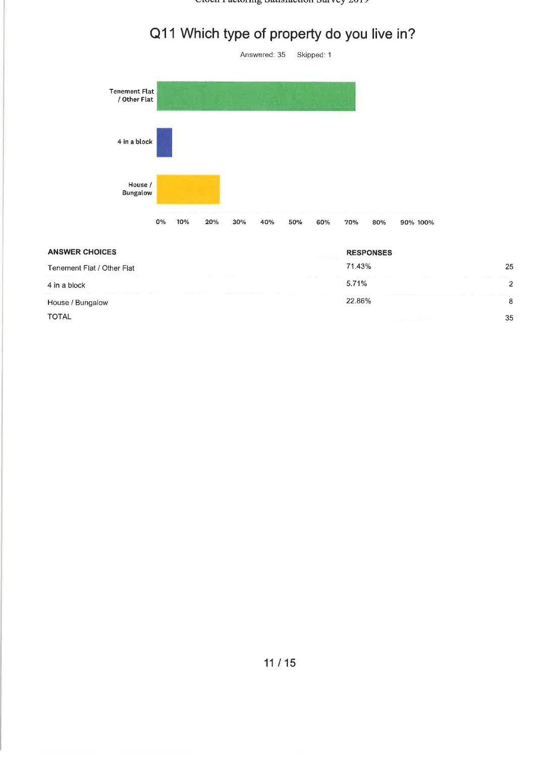# Q11 Which type of property do you live in?

Answered: 35 Skipped: 1

| ANSWER CHOICES | RESPONSES | |
|---|---|---|
| Tenement Flat / Other Flat | 71.43% | 25 |
| 4 in a block | 5.71% | 2 |
| House / Bungalow | 22.86% | 8 |
| TOTAL | | 35 |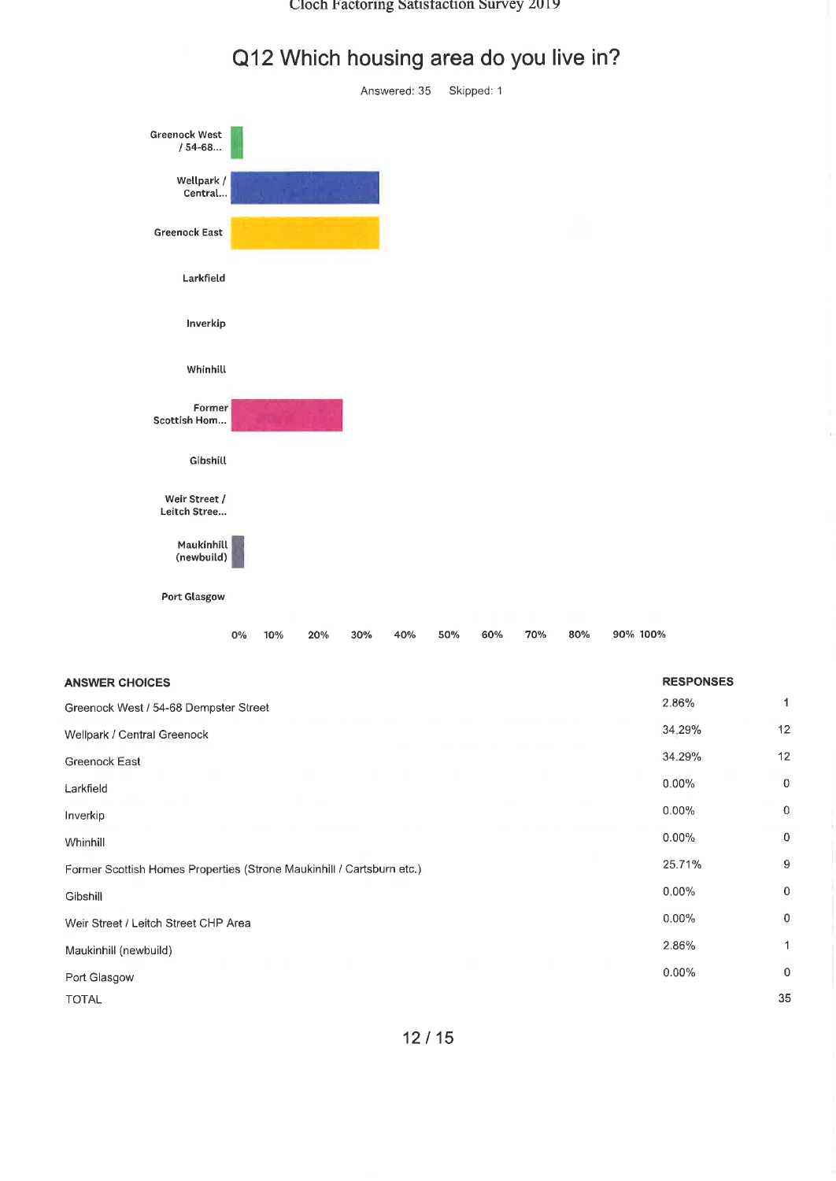# Q12 Which housing area do you live in?

Answered: 35 Skipped: 1

| ANSWER CHOICES | RESPONSES | |
|---|---|---|
| Greenock West / 54-68 Dempster Street | 2.86% | 1 |
| Wellpark / Central Greenock | 34.29% | 12 |
| Greenock East | 34.29% | 12 |
| Larkfield | 0.00% | 0 |
| Inverkip | 0.00% | 0 |
| Whinhill | 0.00% | 0 |
| Former Scottish Homes Properties (Strone Maukinhill / Cartsburn etc.) | 25.71% | 9 |
| Gibshill | 0.00% | 0 |
| Weir Street / Leitch Street CHP Area | 0.00% | 0 |
| Maukinhill (newbuild) | 2.86% | 1 |
| Port Glasgow | 0.00% | 0 |
| TOTAL | | 35 |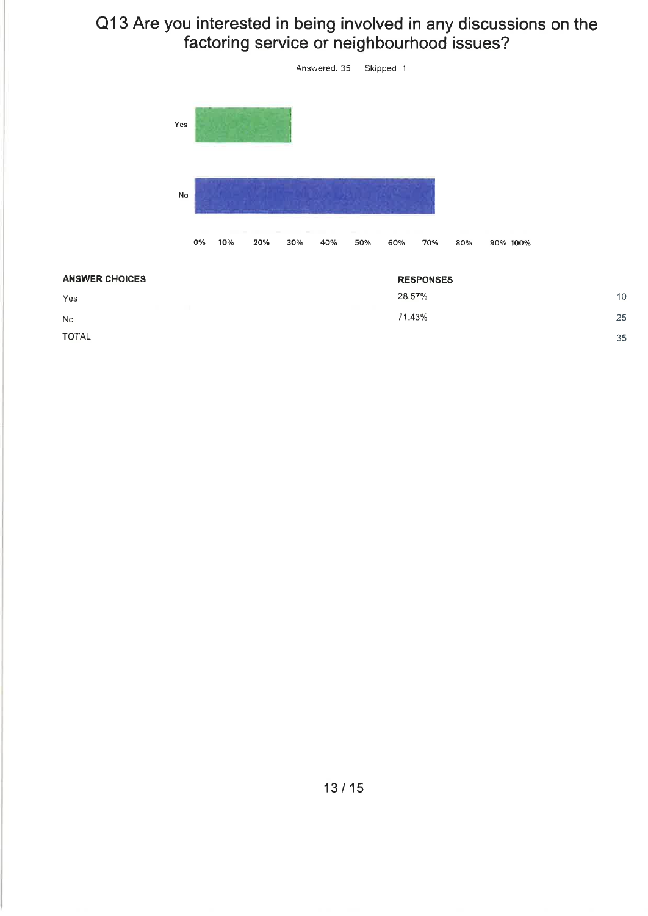# Q13 Are you interested in being involved in any discussions on the factoring service or neighbourhood issues?

Answered: 35 Skipped: 1

| ANSWER CHOICES | RESPONSES | |
|---|---|---|
| Yes | 28.57% | 10 |
| No | 71.43% | 25 |
| TOTAL | | 35 |